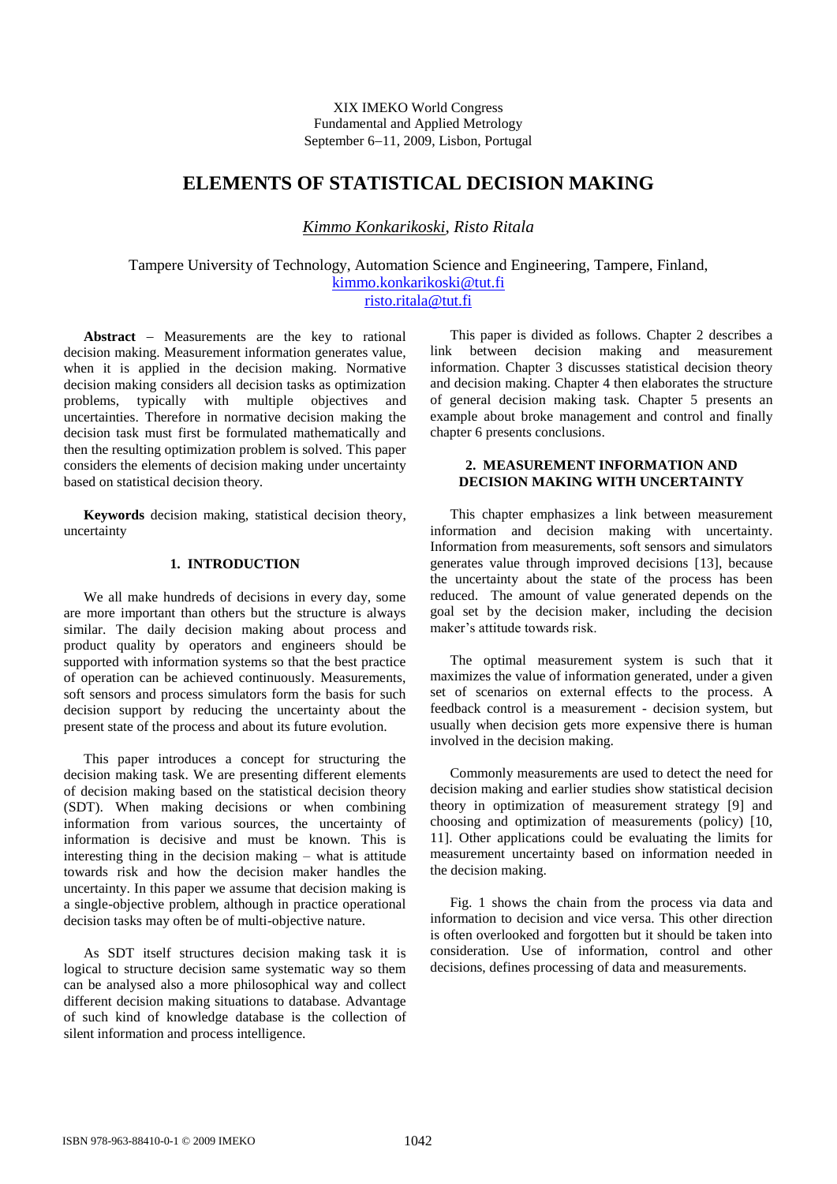XIX IMEKO World Congress
Fundamental and Applied Metrology
September 6−11, 2009, Lisbon, Portugal

# ELEMENTS OF STATISTICAL DECISION MAKING

*Kimmo Konkarikoski*, *Risto Ritala*

Tampere University of Technology, Automation Science and Engineering, Tampere, Finland,
kimmo.konkarikoski@tut.fi
risto.ritala@tut.fi

**Abstract** − Measurements are the key to rational decision making. Measurement information generates value, when it is applied in the decision making. Normative decision making considers all decision tasks as optimization problems, typically with multiple objectives and uncertainties. Therefore in normative decision making the decision task must first be formulated mathematically and then the resulting optimization problem is solved. This paper considers the elements of decision making under uncertainty based on statistical decision theory.

**Keywords** decision making, statistical decision theory, uncertainty

## 1. INTRODUCTION

We all make hundreds of decisions in every day, some are more important than others but the structure is always similar. The daily decision making about process and product quality by operators and engineers should be supported with information systems so that the best practice of operation can be achieved continuously. Measurements, soft sensors and process simulators form the basis for such decision support by reducing the uncertainty about the present state of the process and about its future evolution.

This paper introduces a concept for structuring the decision making task. We are presenting different elements of decision making based on the statistical decision theory (SDT). When making decisions or when combining information from various sources, the uncertainty of information is decisive and must be known. This is interesting thing in the decision making – what is attitude towards risk and how the decision maker handles the uncertainty. In this paper we assume that decision making is a single-objective problem, although in practice operational decision tasks may often be of multi-objective nature.

As SDT itself structures decision making task it is logical to structure decision same systematic way so them can be analysed also a more philosophical way and collect different decision making situations to database. Advantage of such kind of knowledge database is the collection of silent information and process intelligence.

This paper is divided as follows. Chapter 2 describes a link between decision making and measurement information. Chapter 3 discusses statistical decision theory and decision making. Chapter 4 then elaborates the structure of general decision making task. Chapter 5 presents an example about broke management and control and finally chapter 6 presents conclusions.

## 2. MEASUREMENT INFORMATION AND DECISION MAKING WITH UNCERTAINTY

This chapter emphasizes a link between measurement information and decision making with uncertainty. Information from measurements, soft sensors and simulators generates value through improved decisions [13], because the uncertainty about the state of the process has been reduced. The amount of value generated depends on the goal set by the decision maker, including the decision maker's attitude towards risk.

The optimal measurement system is such that it maximizes the value of information generated, under a given set of scenarios on external effects to the process. A feedback control is a measurement - decision system, but usually when decision gets more expensive there is human involved in the decision making.

Commonly measurements are used to detect the need for decision making and earlier studies show statistical decision theory in optimization of measurement strategy [9] and choosing and optimization of measurements (policy) [10, 11]. Other applications could be evaluating the limits for measurement uncertainty based on information needed in the decision making.

Fig. 1 shows the chain from the process via data and information to decision and vice versa. This other direction is often overlooked and forgotten but it should be taken into consideration. Use of information, control and other decisions, defines processing of data and measurements.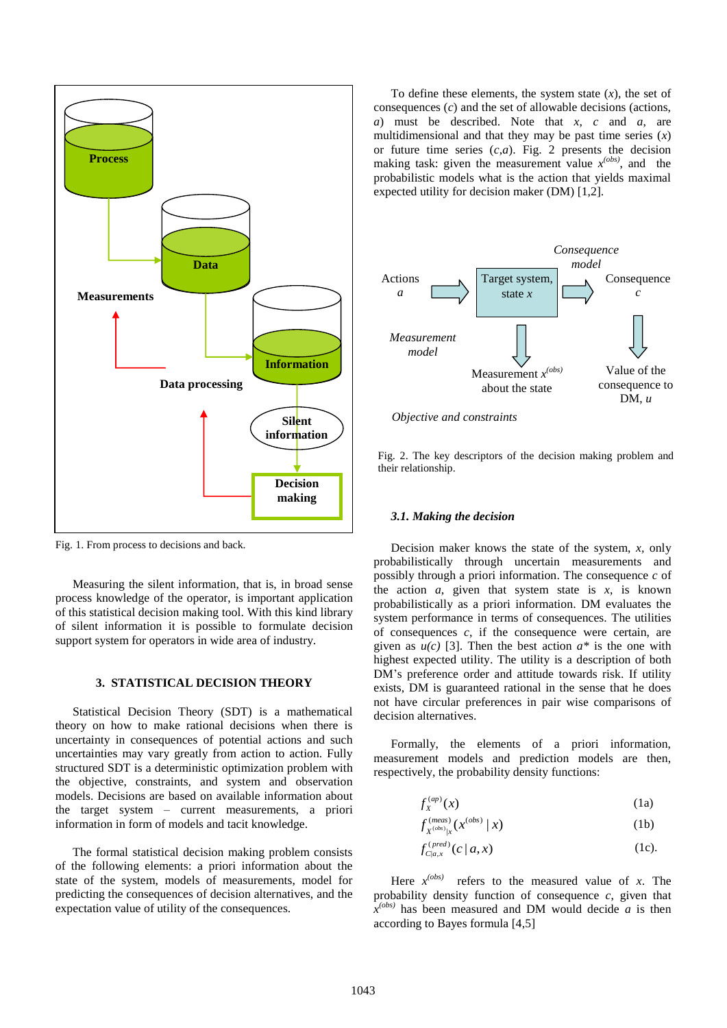Fig. 1. From process to decisions and back.

Measuring the silent information, that is, in broad sense process knowledge of the operator, is important application of this statistical decision making tool. With this kind library of silent information it is possible to formulate decision support system for operators in wide area of industry.

## 3. STATISTICAL DECISION THEORY

Statistical Decision Theory (SDT) is a mathematical theory on how to make rational decisions when there is uncertainty in consequences of potential actions and such uncertainties may vary greatly from action to action. Fully structured SDT is a deterministic optimization problem with the objective, constraints, and system and observation models. Decisions are based on available information about the target system – current measurements, a priori information in form of models and tacit knowledge.

The formal statistical decision making problem consists of the following elements: a priori information about the state of the system, models of measurements, model for predicting the consequences of decision alternatives, and the expectation value of utility of the consequences.

To define these elements, the system state ($x$), the set of consequences ($c$) and the set of allowable decisions (actions, $a$) must be described. Note that $x$, $c$ and $a$, are multidimensional and that they may be past time series ($x$) or future time series ($c$,$a$). Fig. 2 presents the decision making task: given the measurement value $x^{(obs)}$, and the probabilistic models what is the action that yields maximal expected utility for decision maker (DM) [1,2].

Fig. 2. The key descriptors of the decision making problem and their relationship.

### 3.1. Making the decision

Decision maker knows the state of the system, $x$, only probabilistically through uncertain measurements and possibly through a priori information. The consequence $c$ of the action $a$, given that system state is $x$, is known probabilistically as a priori information. DM evaluates the system performance in terms of consequences. The utilities of consequences $c$, if the consequence were certain, are given as $u(c)$ [3]. Then the best action $a^*$ is the one with highest expected utility. The utility is a description of both DM's preference order and attitude towards risk. If utility exists, DM is guaranteed rational in the sense that he does not have circular preferences in pair wise comparisons of decision alternatives.

Formally, the elements of a priori information, measurement models and prediction models are then, respectively, the probability density functions:

$$f_X^{(ap)}(x) \tag{1a}$$

$$f_{X^{(obs)}|X}^{(meas)}(x^{(obs)} \mid x) \tag{1b}$$

$$f_{C|a,x}^{(pred)}(c \mid a, x) \tag{1c}$$

Here $x^{(obs)}$ refers to the measured value of $x$. The probability density function of consequence $c$, given that $x^{(obs)}$ has been measured and DM would decide $a$ is then according to Bayes formula [4,5]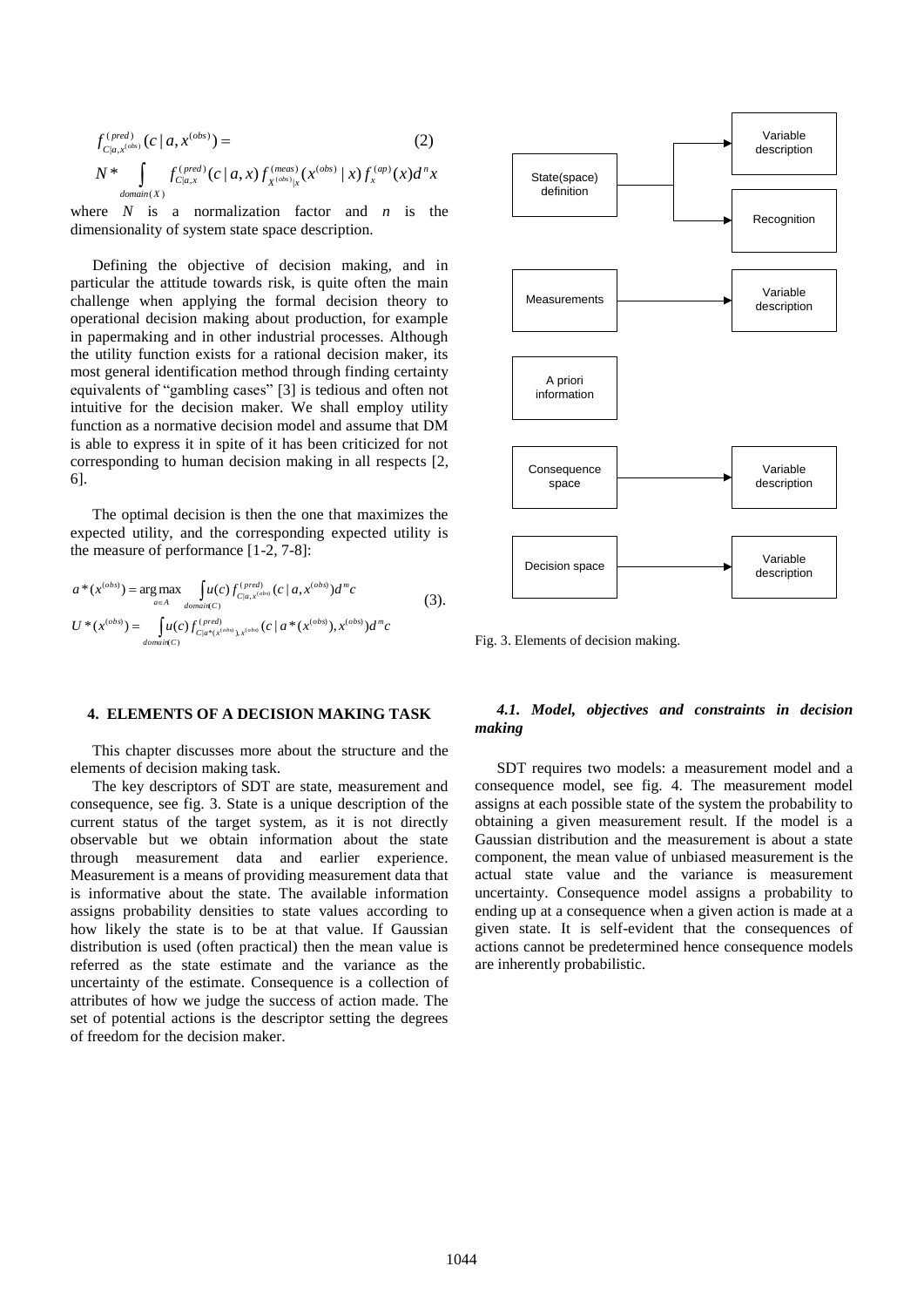$$f^{(pred)}_{C|a,x^{(obs)}}(c \mid a, x^{(obs)}) = \tag{2}$$
$$N * \int_{domain(X)} f^{(pred)}_{C|a,x}(c \mid a, x)\, f^{(meas)}_{X^{(obs)}|x}(x^{(obs)} \mid x)\, f^{(ap)}_{x}(x) d^n x$$

where $N$ is a normalization factor and $n$ is the dimensionality of system state space description.

Defining the objective of decision making, and in particular the attitude towards risk, is quite often the main challenge when applying the formal decision theory to operational decision making about production, for example in papermaking and in other industrial processes. Although the utility function exists for a rational decision maker, its most general identification method through finding certainty equivalents of "gambling cases" [3] is tedious and often not intuitive for the decision maker. We shall employ utility function as a normative decision model and assume that DM is able to express it in spite of it has been criticized for not corresponding to human decision making in all respects [2, 6].

The optimal decision is then the one that maximizes the expected utility, and the corresponding expected utility is the measure of performance [1-2, 7-8]:

$$a^*(x^{(obs)}) = \underset{a \in A}{\arg\max} \int_{domain(C)} u(c)\, f^{(pred)}_{C|a,x^{(obs)}}(c \mid a, x^{(obs)}) d^m c$$
$$U^*(x^{(obs)}) = \int_{domain(C)} u(c)\, f^{(pred)}_{C|a^*(x^{(obs)}),x^{(obs)}}(c \mid a^*(x^{(obs)}), x^{(obs)}) d^m c \tag{3}$$

## 4. ELEMENTS OF A DECISION MAKING TASK

This chapter discusses more about the structure and the elements of decision making task.

The key descriptors of SDT are state, measurement and consequence, see fig. 3. State is a unique description of the current status of the target system, as it is not directly observable but we obtain information about the state through measurement data and earlier experience. Measurement is a means of providing measurement data that is informative about the state. The available information assigns probability densities to state values according to how likely the state is to be at that value. If Gaussian distribution is used (often practical) then the mean value is referred as the state estimate and the variance as the uncertainty of the estimate. Consequence is a collection of attributes of how we judge the success of action made. The set of potential actions is the descriptor setting the degrees of freedom for the decision maker.

State(space) definition → Variable description, Recognition

Measurements → Variable description

A priori information

Consequence space → Variable description

Decision space → Variable description

Fig. 3. Elements of decision making.

### *4.1. Model, objectives and constraints in decision making*

SDT requires two models: a measurement model and a consequence model, see fig. 4. The measurement model assigns at each possible state of the system the probability to obtaining a given measurement result. If the model is a Gaussian distribution and the measurement is about a state component, the mean value of unbiased measurement is the actual state value and the variance is measurement uncertainty. Consequence model assigns a probability to ending up at a consequence when a given action is made at a given state. It is self-evident that the consequences of actions cannot be predetermined hence consequence models are inherently probabilistic.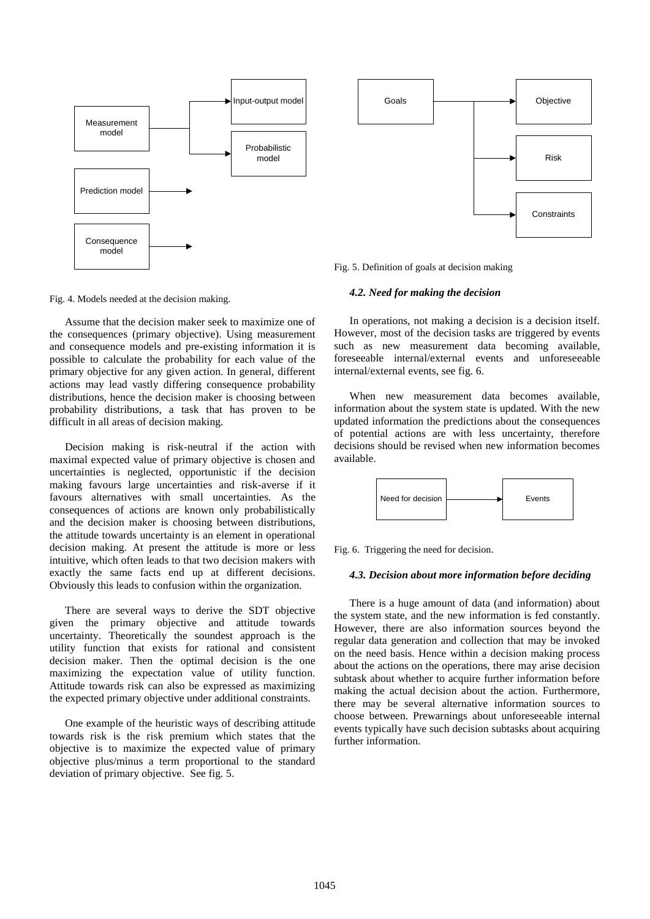Fig. 4. Models needed at the decision making.

Assume that the decision maker seek to maximize one of the consequences (primary objective). Using measurement and consequence models and pre-existing information it is possible to calculate the probability for each value of the primary objective for any given action. In general, different actions may lead vastly differing consequence probability distributions, hence the decision maker is choosing between probability distributions, a task that has proven to be difficult in all areas of decision making.

Decision making is risk-neutral if the action with maximal expected value of primary objective is chosen and uncertainties is neglected, opportunistic if the decision making favours large uncertainties and risk-averse if it favours alternatives with small uncertainties. As the consequences of actions are known only probabilistically and the decision maker is choosing between distributions, the attitude towards uncertainty is an element in operational decision making. At present the attitude is more or less intuitive, which often leads to that two decision makers with exactly the same facts end up at different decisions. Obviously this leads to confusion within the organization.

There are several ways to derive the SDT objective given the primary objective and attitude towards uncertainty. Theoretically the soundest approach is the utility function that exists for rational and consistent decision maker. Then the optimal decision is the one maximizing the expectation value of utility function. Attitude towards risk can also be expressed as maximizing the expected primary objective under additional constraints.

One example of the heuristic ways of describing attitude towards risk is the risk premium which states that the objective is to maximize the expected value of primary objective plus/minus a term proportional to the standard deviation of primary objective. See fig. 5.

Fig. 5. Definition of goals at decision making

### *4.2. Need for making the decision*

In operations, not making a decision is a decision itself. However, most of the decision tasks are triggered by events such as new measurement data becoming available, foreseeable internal/external events and unforeseeable internal/external events, see fig. 6.

When new measurement data becomes available, information about the system state is updated. With the new updated information the predictions about the consequences of potential actions are with less uncertainty, therefore decisions should be revised when new information becomes available.

Fig. 6. Triggering the need for decision.

### *4.3. Decision about more information before deciding*

There is a huge amount of data (and information) about the system state, and the new information is fed constantly. However, there are also information sources beyond the regular data generation and collection that may be invoked on the need basis. Hence within a decision making process about the actions on the operations, there may arise decision subtask about whether to acquire further information before making the actual decision about the action. Furthermore, there may be several alternative information sources to choose between. Prewarnings about unforeseeable internal events typically have such decision subtasks about acquiring further information.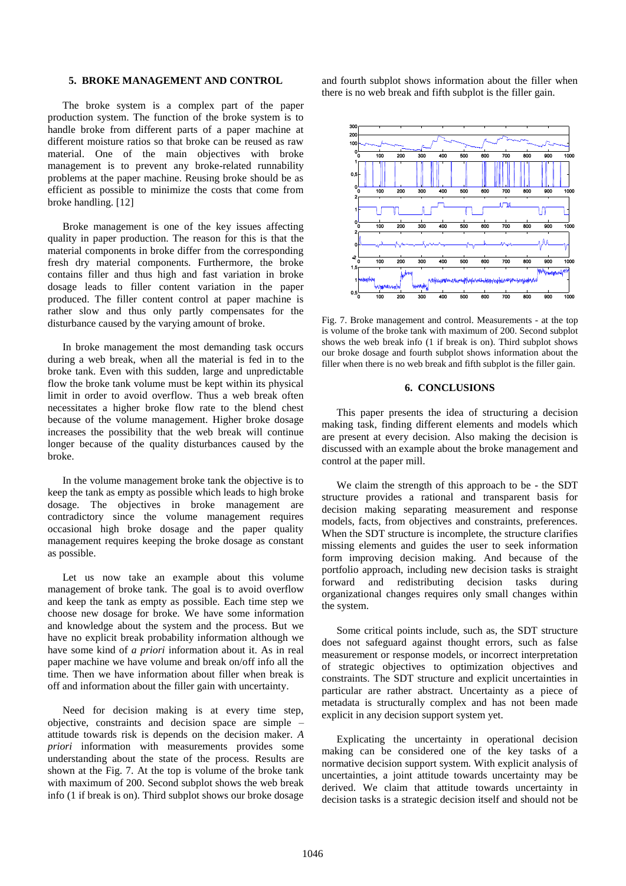## 5. BROKE MANAGEMENT AND CONTROL

The broke system is a complex part of the paper production system. The function of the broke system is to handle broke from different parts of a paper machine at different moisture ratios so that broke can be reused as raw material. One of the main objectives with broke management is to prevent any broke-related runnability problems at the paper machine. Reusing broke should be as efficient as possible to minimize the costs that come from broke handling. [12]

Broke management is one of the key issues affecting quality in paper production. The reason for this is that the material components in broke differ from the corresponding fresh dry material components. Furthermore, the broke contains filler and thus high and fast variation in broke dosage leads to filler content variation in the paper produced. The filler content control at paper machine is rather slow and thus only partly compensates for the disturbance caused by the varying amount of broke.

In broke management the most demanding task occurs during a web break, when all the material is fed in to the broke tank. Even with this sudden, large and unpredictable flow the broke tank volume must be kept within its physical limit in order to avoid overflow. Thus a web break often necessitates a higher broke flow rate to the blend chest because of the volume management. Higher broke dosage increases the possibility that the web break will continue longer because of the quality disturbances caused by the broke.

In the volume management broke tank the objective is to keep the tank as empty as possible which leads to high broke dosage. The objectives in broke management are contradictory since the volume management requires occasional high broke dosage and the paper quality management requires keeping the broke dosage as constant as possible.

Let us now take an example about this volume management of broke tank. The goal is to avoid overflow and keep the tank as empty as possible. Each time step we choose new dosage for broke. We have some information and knowledge about the system and the process. But we have no explicit break probability information although we have some kind of *a priori* information about it. As in real paper machine we have volume and break on/off info all the time. Then we have information about filler when break is off and information about the filler gain with uncertainty.

Need for decision making is at every time step, objective, constraints and decision space are simple – attitude towards risk is depends on the decision maker. *A priori* information with measurements provides some understanding about the state of the process. Results are shown at the Fig. 7. At the top is volume of the broke tank with maximum of 200. Second subplot shows the web break info (1 if break is on). Third subplot shows our broke dosage and fourth subplot shows information about the filler when there is no web break and fifth subplot is the filler gain.

Fig. 7. Broke management and control. Measurements - at the top is volume of the broke tank with maximum of 200. Second subplot shows the web break info (1 if break is on). Third subplot shows our broke dosage and fourth subplot shows information about the filler when there is no web break and fifth subplot is the filler gain.

## 6. CONCLUSIONS

This paper presents the idea of structuring a decision making task, finding different elements and models which are present at every decision. Also making the decision is discussed with an example about the broke management and control at the paper mill.

We claim the strength of this approach to be - the SDT structure provides a rational and transparent basis for decision making separating measurement and response models, facts, from objectives and constraints, preferences. When the SDT structure is incomplete, the structure clarifies missing elements and guides the user to seek information form improving decision making. And because of the portfolio approach, including new decision tasks is straight forward and redistributing decision tasks during organizational changes requires only small changes within the system.

Some critical points include, such as, the SDT structure does not safeguard against thought errors, such as false measurement or response models, or incorrect interpretation of strategic objectives to optimization objectives and constraints. The SDT structure and explicit uncertainties in particular are rather abstract. Uncertainty as a piece of metadata is structurally complex and has not been made explicit in any decision support system yet.

Explicating the uncertainty in operational decision making can be considered one of the key tasks of a normative decision support system. With explicit analysis of uncertainties, a joint attitude towards uncertainty may be derived. We claim that attitude towards uncertainty in decision tasks is a strategic decision itself and should not be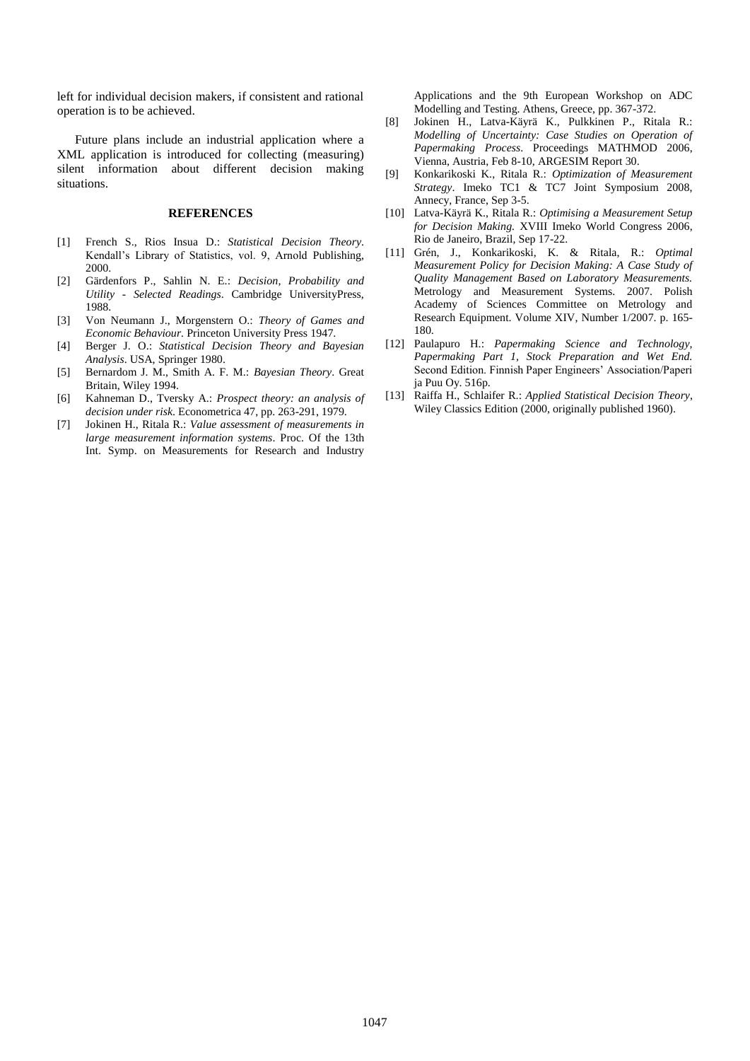left for individual decision makers, if consistent and rational operation is to be achieved.

Future plans include an industrial application where a XML application is introduced for collecting (measuring) silent information about different decision making situations.

## REFERENCES

[1] French S., Rios Insua D.: *Statistical Decision Theory*. Kendall's Library of Statistics, vol. 9, Arnold Publishing, 2000.

[2] Gärdenfors P., Sahlin N. E.: *Decision, Probability and Utility - Selected Readings*. Cambridge UniversityPress, 1988.

[3] Von Neumann J., Morgenstern O.: *Theory of Games and Economic Behaviour*. Princeton University Press 1947.

[4] Berger J. O.: *Statistical Decision Theory and Bayesian Analysis*. USA, Springer 1980.

[5] Bernardom J. M., Smith A. F. M.: *Bayesian Theory*. Great Britain, Wiley 1994.

[6] Kahneman D., Tversky A.: *Prospect theory: an analysis of decision under risk*. Econometrica 47, pp. 263-291, 1979.

[7] Jokinen H., Ritala R.: *Value assessment of measurements in large measurement information systems*. Proc. Of the 13th Int. Symp. on Measurements for Research and Industry Applications and the 9th European Workshop on ADC Modelling and Testing. Athens, Greece, pp. 367-372.

[8] Jokinen H., Latva-Käyrä K., Pulkkinen P., Ritala R.: *Modelling of Uncertainty: Case Studies on Operation of Papermaking Process*. Proceedings MATHMOD 2006, Vienna, Austria, Feb 8-10, ARGESIM Report 30.

[9] Konkarikoski K., Ritala R.: *Optimization of Measurement Strategy*. Imeko TC1 & TC7 Joint Symposium 2008, Annecy, France, Sep 3-5.

[10] Latva-Käyrä K., Ritala R.: *Optimising a Measurement Setup for Decision Making.* XVIII Imeko World Congress 2006, Rio de Janeiro, Brazil, Sep 17-22.

[11] Grén, J., Konkarikoski, K. & Ritala, R.: *Optimal Measurement Policy for Decision Making: A Case Study of Quality Management Based on Laboratory Measurements.* Metrology and Measurement Systems. 2007. Polish Academy of Sciences Committee on Metrology and Research Equipment. Volume XIV, Number 1/2007. p. 165-180.

[12] Paulapuro H.: *Papermaking Science and Technology, Papermaking Part 1, Stock Preparation and Wet End.* Second Edition. Finnish Paper Engineers' Association/Paperi ja Puu Oy. 516p.

[13] Raiffa H., Schlaifer R.: *Applied Statistical Decision Theory*, Wiley Classics Edition (2000, originally published 1960).